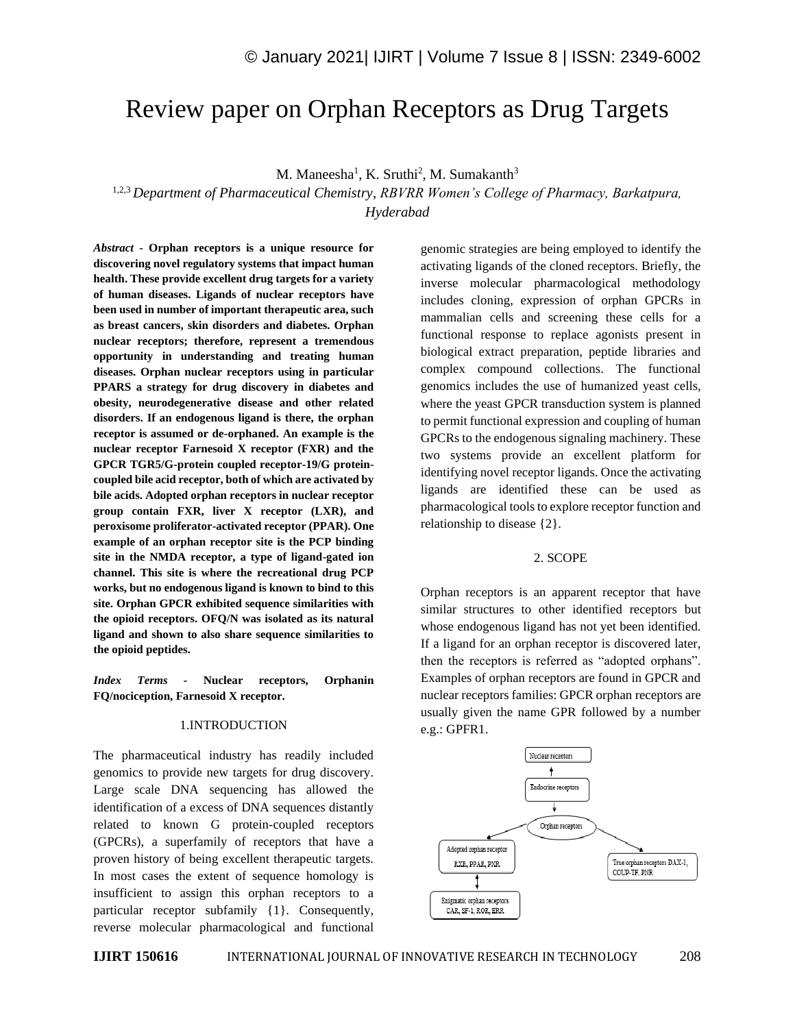# Review paper on Orphan Receptors as Drug Targets

M. Maneesha[1], K. Sruthi[2], M. Sumakanth[3]

[1,2,3] *Department of Pharmaceutical Chemistry, RBVRR Women's College of Pharmacy, Barkatpura, Hyderabad*

***Abstract* - Orphan receptors is a unique resource for discovering novel regulatory systems that impact human health. These provide excellent drug targets for a variety of human diseases. Ligands of nuclear receptors have been used in number of important therapeutic area, such as breast cancers, skin disorders and diabetes. Orphan nuclear receptors; therefore, represent a tremendous opportunity in understanding and treating human diseases. Orphan nuclear receptors using in particular PPARS a strategy for drug discovery in diabetes and obesity, neurodegenerative disease and other related disorders. If an endogenous ligand is there, the orphan receptor is assumed or de-orphaned. An example is the nuclear receptor Farnesoid X receptor (FXR) and the GPCR TGR5/G-protein coupled receptor-19/G protein-coupled bile acid receptor, both of which are activated by bile acids. Adopted orphan receptors in nuclear receptor group contain FXR, liver X receptor (LXR), and peroxisome proliferator-activated receptor (PPAR). One example of an orphan receptor site is the PCP binding site in the NMDA receptor, a type of ligand-gated ion channel. This site is where the recreational drug PCP works, but no endogenous ligand is known to bind to this site. Orphan GPCR exhibited sequence similarities with the opioid receptors. OFQ/N was isolated as its natural ligand and shown to also share sequence similarities to the opioid peptides.**

***Index Terms* - Nuclear receptors, Orphanin FQ/nociception, Farnesoid X receptor.**

## 1.INTRODUCTION

The pharmaceutical industry has readily included genomics to provide new targets for drug discovery. Large scale DNA sequencing has allowed the identification of a excess of DNA sequences distantly related to known G protein-coupled receptors (GPCRs), a superfamily of receptors that have a proven history of being excellent therapeutic targets. In most cases the extent of sequence homology is insufficient to assign this orphan receptors to a particular receptor subfamily {1}. Consequently, reverse molecular pharmacological and functional genomic strategies are being employed to identify the activating ligands of the cloned receptors. Briefly, the inverse molecular pharmacological methodology includes cloning, expression of orphan GPCRs in mammalian cells and screening these cells for a functional response to replace agonists present in biological extract preparation, peptide libraries and complex compound collections. The functional genomics includes the use of humanized yeast cells, where the yeast GPCR transduction system is planned to permit functional expression and coupling of human GPCRs to the endogenous signaling machinery. These two systems provide an excellent platform for identifying novel receptor ligands. Once the activating ligands are identified these can be used as pharmacological tools to explore receptor function and relationship to disease {2}.

## 2. SCOPE

Orphan receptors is an apparent receptor that have similar structures to other identified receptors but whose endogenous ligand has not yet been identified. If a ligand for an orphan receptor is discovered later, then the receptors is referred as "adopted orphans". Examples of orphan receptors are found in GPCR and nuclear receptors families: GPCR orphan receptors are usually given the name GPR followed by a number e.g.: GPFR1.

Nuclear receptors

Endocrine receptors

Orphan receptors

Adopted orphan receptor RXR, PPAR, PXR

True orphan receptors DAX-1, COUP-TF, PNR

Enigmatic orphan receptors CAR, SF-1, ROR, ERR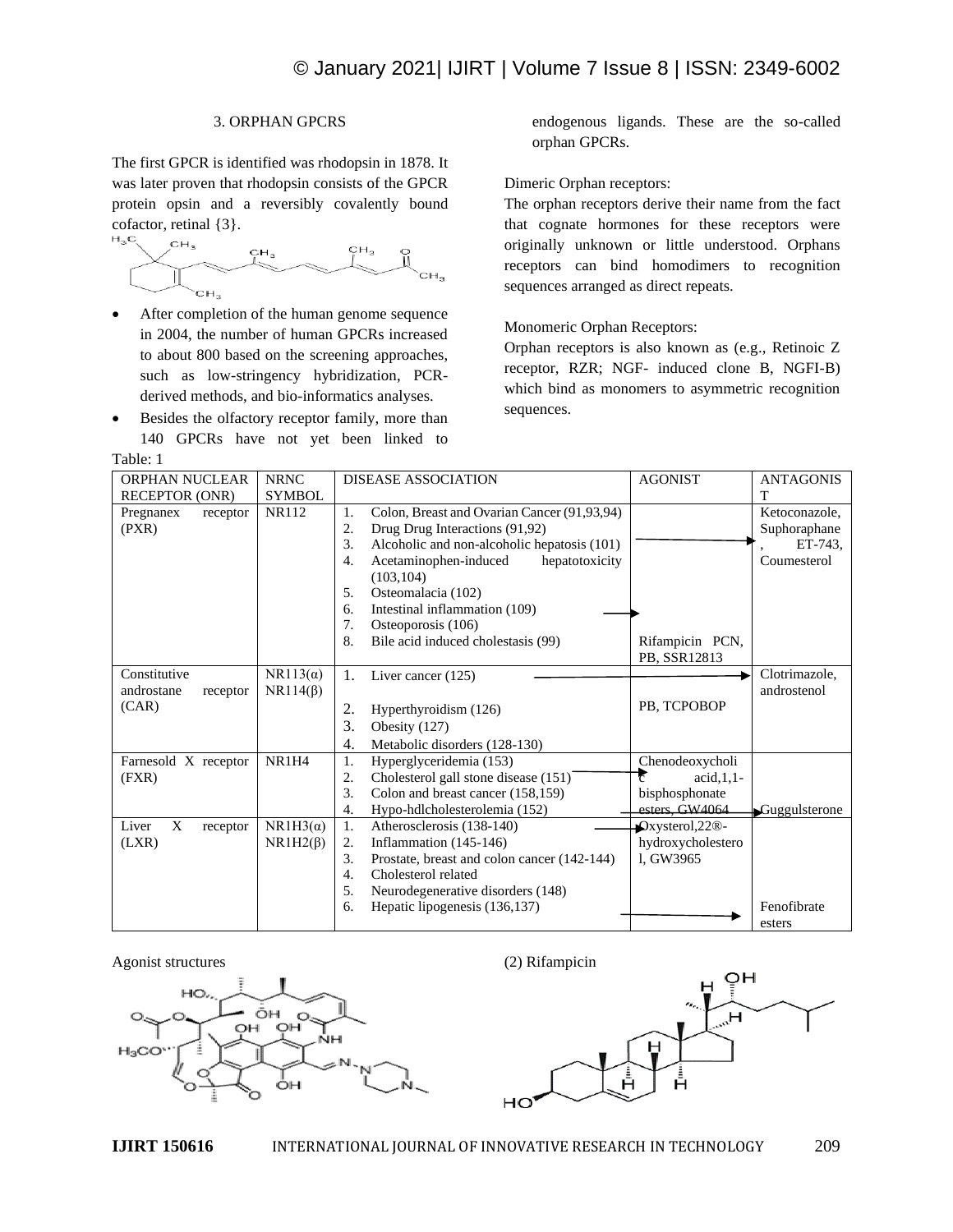## 3. ORPHAN GPCRS

The first GPCR is identified was rhodopsin in 1878. It was later proven that rhodopsin consists of the GPCR protein opsin and a reversibly covalently bound cofactor, retinal {3}.

- After completion of the human genome sequence in 2004, the number of human GPCRs increased to about 800 based on the screening approaches, such as low-stringency hybridization, PCR-derived methods, and bio-informatics analyses.
- Besides the olfactory receptor family, more than 140 GPCRs have not yet been linked to endogenous ligands. These are the so-called orphan GPCRs.

Dimeric Orphan receptors:

The orphan receptors derive their name from the fact that cognate hormones for these receptors were originally unknown or little understood. Orphans receptors can bind homodimers to recognition sequences arranged as direct repeats.

Monomeric Orphan Receptors:

Orphan receptors is also known as (e.g., Retinoic Z receptor, RZR; NGF- induced clone B, NGFI-B) which bind as monomers to asymmetric recognition sequences.

Table: 1

| ORPHAN NUCLEAR RECEPTOR (ONR) | NRNC SYMBOL | DISEASE ASSOCIATION | AGONIST | ANTAGONIST |
|---|---|---|---|---|
| Pregnanex receptor (PXR) | NR112 | 1. Colon, Breast and Ovarian Cancer (91,93,94)<br>2. Drug Drug Interactions (91,92)<br>3. Alcoholic and non-alcoholic hepatosis (101)<br>4. Acetaminophen-induced hepatotoxicity (103,104)<br>5. Osteomalacia (102)<br>6. Intestinal inflammation (109)<br>7. Osteoporosis (106)<br>8. Bile acid induced cholestasis (99) | Rifampicin PCN, PB, SSR12813 | Ketoconazole, Suphoraphane, ET-743, Coumesterol |
| Constitutive androstane receptor (CAR) | NR113(α)<br>NR114(β) | 1. Liver cancer (125)<br>2. Hyperthyroidism (126)<br>3. Obesity (127)<br>4. Metabolic disorders (128-130) | PB, TCPOBOP | Clotrimazole, androstenol |
| Farnesold X receptor (FXR) | NR1H4 | 1. Hyperglyceridemia (153)<br>2. Cholesterol gall stone disease (151)<br>3. Colon and breast cancer (158,159)<br>4. Hypo-hdlcholesterolemia (152) | Chenodeoxycholic acid,1,1-bisphosphonate esters, GW4064 | Guggulsterone |
| Liver X receptor (LXR) | NR1H3(α)<br>NR1H2(β) | 1. Atherosclerosis (138-140)<br>2. Inflammation (145-146)<br>3. Prostate, breast and colon cancer (142-144)<br>4. Cholesterol related<br>5. Neurodegenerative disorders (148)<br>6. Hepatic lipogenesis (136,137) | Oxysterol,22®-hydroxycholesterol, GW3965 | Fenofibrate esters |

Agonist structures

(2) Rifampicin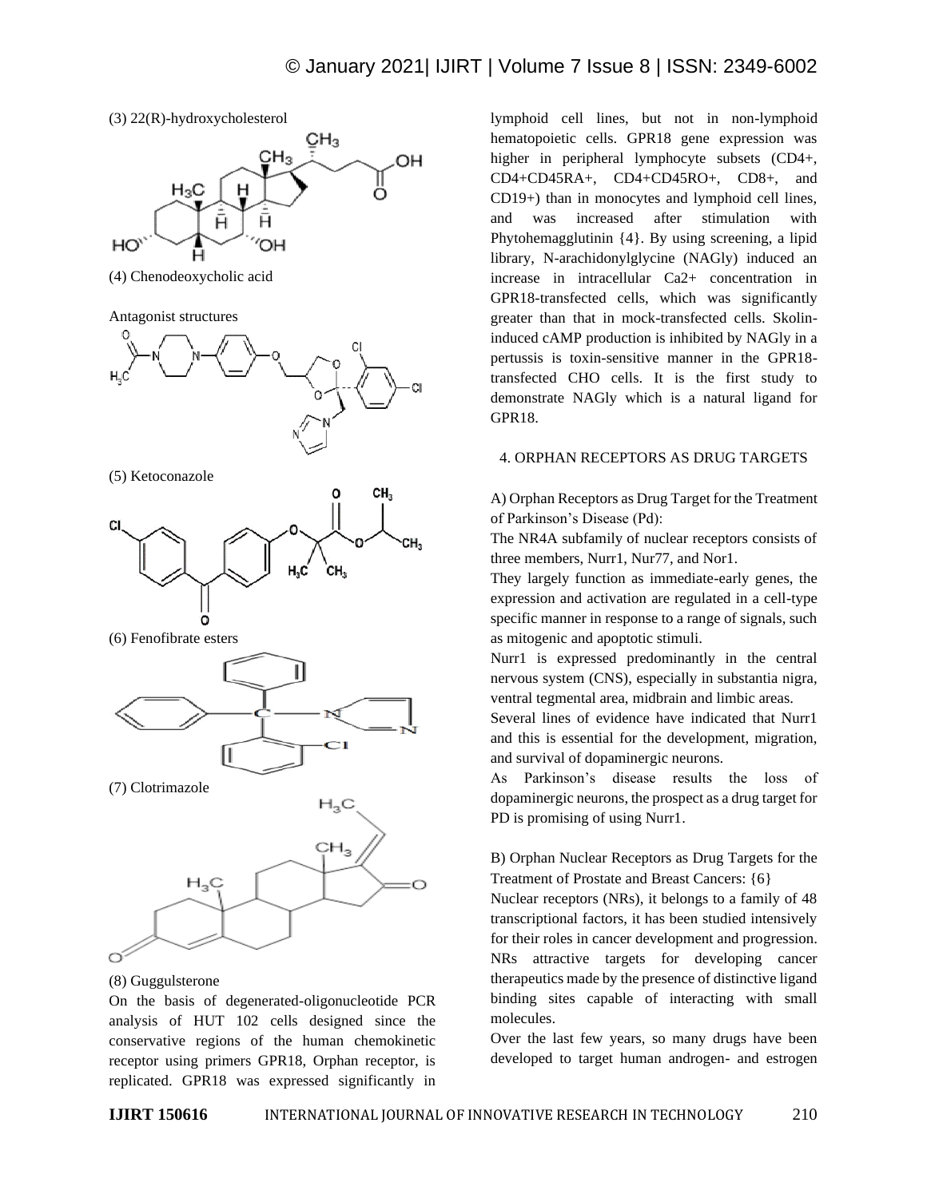(3) 22(R)-hydroxycholesterol

(4) Chenodeoxycholic acid

Antagonist structures

(5) Ketoconazole

(6) Fenofibrate esters

(7) Clotrimazole

(8) Guggulsterone

On the basis of degenerated-oligonucleotide PCR analysis of HUT 102 cells designed since the conservative regions of the human chemokinetic receptor using primers GPR18, Orphan receptor, is replicated. GPR18 was expressed significantly in lymphoid cell lines, but not in non-lymphoid hematopoietic cells. GPR18 gene expression was higher in peripheral lymphocyte subsets (CD4+, CD4+CD45RA+, CD4+CD45RO+, CD8+, and CD19+) than in monocytes and lymphoid cell lines, and was increased after stimulation with Phytohemagglutinin {4}. By using screening, a lipid library, N-arachidonylglycine (NAGly) induced an increase in intracellular Ca2+ concentration in GPR18-transfected cells, which was significantly greater than that in mock-transfected cells. Skolin-induced cAMP production is inhibited by NAGly in a pertussis is toxin-sensitive manner in the GPR18-transfected CHO cells. It is the first study to demonstrate NAGly which is a natural ligand for GPR18.

## 4. ORPHAN RECEPTORS AS DRUG TARGETS

### A) Orphan Receptors as Drug Target for the Treatment of Parkinson's Disease (Pd):

The NR4A subfamily of nuclear receptors consists of three members, Nurr1, Nur77, and Nor1.

They largely function as immediate-early genes, the expression and activation are regulated in a cell-type specific manner in response to a range of signals, such as mitogenic and apoptotic stimuli.

Nurr1 is expressed predominantly in the central nervous system (CNS), especially in substantia nigra, ventral tegmental area, midbrain and limbic areas.

Several lines of evidence have indicated that Nurr1 and this is essential for the development, migration, and survival of dopaminergic neurons.

As Parkinson's disease results the loss of dopaminergic neurons, the prospect as a drug target for PD is promising of using Nurr1.

### B) Orphan Nuclear Receptors as Drug Targets for the Treatment of Prostate and Breast Cancers: {6}

Nuclear receptors (NRs), it belongs to a family of 48 transcriptional factors, it has been studied intensively for their roles in cancer development and progression. NRs attractive targets for developing cancer therapeutics made by the presence of distinctive ligand binding sites capable of interacting with small molecules.

Over the last few years, so many drugs have been developed to target human androgen- and estrogen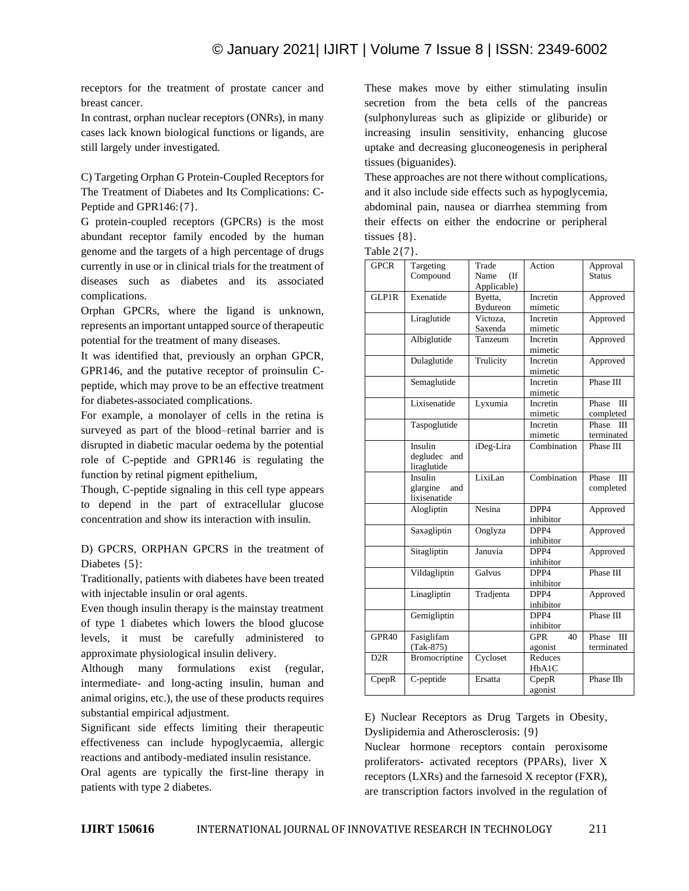receptors for the treatment of prostate cancer and breast cancer.

In contrast, orphan nuclear receptors (ONRs), in many cases lack known biological functions or ligands, are still largely under investigated.

C) Targeting Orphan G Protein-Coupled Receptors for The Treatment of Diabetes and Its Complications: C-Peptide and GPR146:{7}.

G protein-coupled receptors (GPCRs) is the most abundant receptor family encoded by the human genome and the targets of a high percentage of drugs currently in use or in clinical trials for the treatment of diseases such as diabetes and its associated complications.

Orphan GPCRs, where the ligand is unknown, represents an important untapped source of therapeutic potential for the treatment of many diseases.

It was identified that, previously an orphan GPCR, GPR146, and the putative receptor of proinsulin C-peptide, which may prove to be an effective treatment for diabetes-associated complications.

For example, a monolayer of cells in the retina is surveyed as part of the blood–retinal barrier and is disrupted in diabetic macular oedema by the potential role of C-peptide and GPR146 is regulating the function by retinal pigment epithelium,

Though, C-peptide signaling in this cell type appears to depend in the part of extracellular glucose concentration and show its interaction with insulin.

D) GPCRS, ORPHAN GPCRS in the treatment of Diabetes {5}:

Traditionally, patients with diabetes have been treated with injectable insulin or oral agents.

Even though insulin therapy is the mainstay treatment of type 1 diabetes which lowers the blood glucose levels, it must be carefully administered to approximate physiological insulin delivery.

Although many formulations exist (regular, intermediate- and long-acting insulin, human and animal origins, etc.), the use of these products requires substantial empirical adjustment.

Significant side effects limiting their therapeutic effectiveness can include hypoglycaemia, allergic reactions and antibody-mediated insulin resistance.

Oral agents are typically the first-line therapy in patients with type 2 diabetes.

These makes move by either stimulating insulin secretion from the beta cells of the pancreas (sulphonylureas such as glipizide or gliburide) or increasing insulin sensitivity, enhancing glucose uptake and decreasing gluconeogenesis in peripheral tissues (biguanides).

These approaches are not there without complications, and it also include side effects such as hypoglycemia, abdominal pain, nausea or diarrhea stemming from their effects on either the endocrine or peripheral tissues {8}.

Table 2{7}.

| GPCR | Targeting Compound | Trade Name (If Applicable) | Action | Approval Status |
|---|---|---|---|---|
| GLP1R | Exenatide | Byetta, Bydureon | Incretin mimetic | Approved |
| | Liraglutide | Victoza, Saxenda | Incretin mimetic | Approved |
| | Albiglutide | Tanzeum | Incretin mimetic | Approved |
| | Dulaglutide | Trulicity | Incretin mimetic | Approved |
| | Semaglutide | | Incretin mimetic | Phase III |
| | Lixisenatide | Lyxumia | Incretin mimetic | Phase III completed |
| | Taspoglutide | | Incretin mimetic | Phase III terminated |
| | Insulin degludec and liraglutide | iDeg-Lira | Combination | Phase III |
| | Insulin glargine and lixisenatide | LixiLan | Combination | Phase III completed |
| | Alogliptin | Nesina | DPP4 inhibitor | Approved |
| | Saxagliptin | Onglyza | DPP4 inhibitor | Approved |
| | Sitagliptin | Januvia | DPP4 inhibitor | Approved |
| | Vildagliptin | Galvus | DPP4 inhibitor | Phase III |
| | Linagliptin | Tradjenta | DPP4 inhibitor | Approved |
| | Gemigliptin | | DPP4 inhibitor | Phase III |
| GPR40 | Fasiglifam (Tak-875) | | GPR 40 agonist | Phase III terminated |
| D2R | Bromocriptine | Cycloset | Reduces HbA1C | |
| CpepR | C-peptide | Ersatta | CpepR agonist | Phase IIb |

E) Nuclear Receptors as Drug Targets in Obesity, Dyslipidemia and Atherosclerosis: {9}

Nuclear hormone receptors contain peroxisome proliferators- activated receptors (PPARs), liver X receptors (LXRs) and the farnesoid X receptor (FXR), are transcription factors involved in the regulation of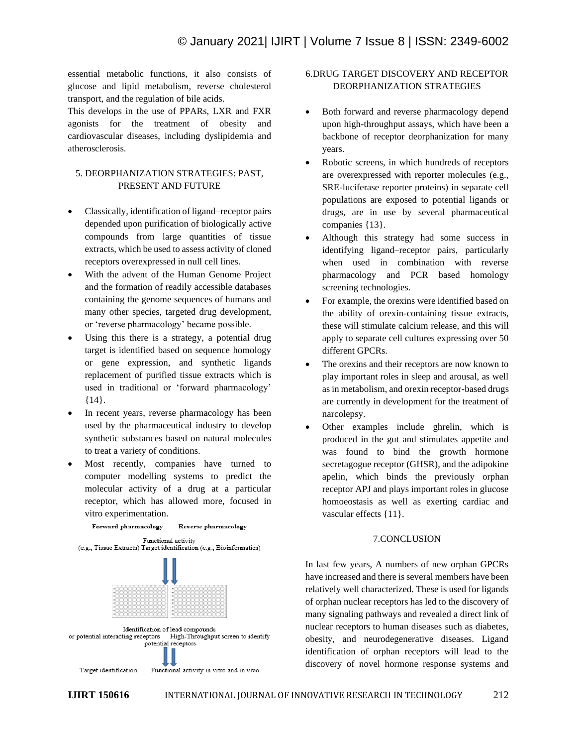essential metabolic functions, it also consists of glucose and lipid metabolism, reverse cholesterol transport, and the regulation of bile acids.

This develops in the use of PPARs, LXR and FXR agonists for the treatment of obesity and cardiovascular diseases, including dyslipidemia and atherosclerosis.

## 5. DEORPHANIZATION STRATEGIES: PAST, PRESENT AND FUTURE

- Classically, identification of ligand–receptor pairs depended upon purification of biologically active compounds from large quantities of tissue extracts, which be used to assess activity of cloned receptors overexpressed in null cell lines.
- With the advent of the Human Genome Project and the formation of readily accessible databases containing the genome sequences of humans and many other species, targeted drug development, or 'reverse pharmacology' became possible.
- Using this there is a strategy, a potential drug target is identified based on sequence homology or gene expression, and synthetic ligands replacement of purified tissue extracts which is used in traditional or 'forward pharmacology' {14}.
- In recent years, reverse pharmacology has been used by the pharmaceutical industry to develop synthetic substances based on natural molecules to treat a variety of conditions.
- Most recently, companies have turned to computer modelling systems to predict the molecular activity of a drug at a particular receptor, which has allowed more, focused in vitro experimentation.

**Forward pharmacology** **Reverse pharmacology**

Functional activity (e.g., Tissue Extracts) Target identification (e.g., Bioinformatics)

Identification of lead compounds or potential interacting receptors High-Throughput screen to identify potential receptors

Target identification Functional activity in vitro and in vivo

## 6. DRUG TARGET DISCOVERY AND RECEPTOR DEORPHANIZATION STRATEGIES

- Both forward and reverse pharmacology depend upon high-throughput assays, which have been a backbone of receptor deorphanization for many years.
- Robotic screens, in which hundreds of receptors are overexpressed with reporter molecules (e.g., SRE-luciferase reporter proteins) in separate cell populations are exposed to potential ligands or drugs, are in use by several pharmaceutical companies {13}.
- Although this strategy had some success in identifying ligand–receptor pairs, particularly when used in combination with reverse pharmacology and PCR based homology screening technologies.
- For example, the orexins were identified based on the ability of orexin-containing tissue extracts, these will stimulate calcium release, and this will apply to separate cell cultures expressing over 50 different GPCRs.
- The orexins and their receptors are now known to play important roles in sleep and arousal, as well as in metabolism, and orexin receptor-based drugs are currently in development for the treatment of narcolepsy.
- Other examples include ghrelin, which is produced in the gut and stimulates appetite and was found to bind the growth hormone secretagogue receptor (GHSR), and the adipokine apelin, which binds the previously orphan receptor APJ and plays important roles in glucose homoeostasis as well as exerting cardiac and vascular effects {11}.

## 7. CONCLUSION

In last few years, A numbers of new orphan GPCRs have increased and there is several members have been relatively well characterized. These is used for ligands of orphan nuclear receptors has led to the discovery of many signaling pathways and revealed a direct link of nuclear receptors to human diseases such as diabetes, obesity, and neurodegenerative diseases. Ligand identification of orphan receptors will lead to the discovery of novel hormone response systems and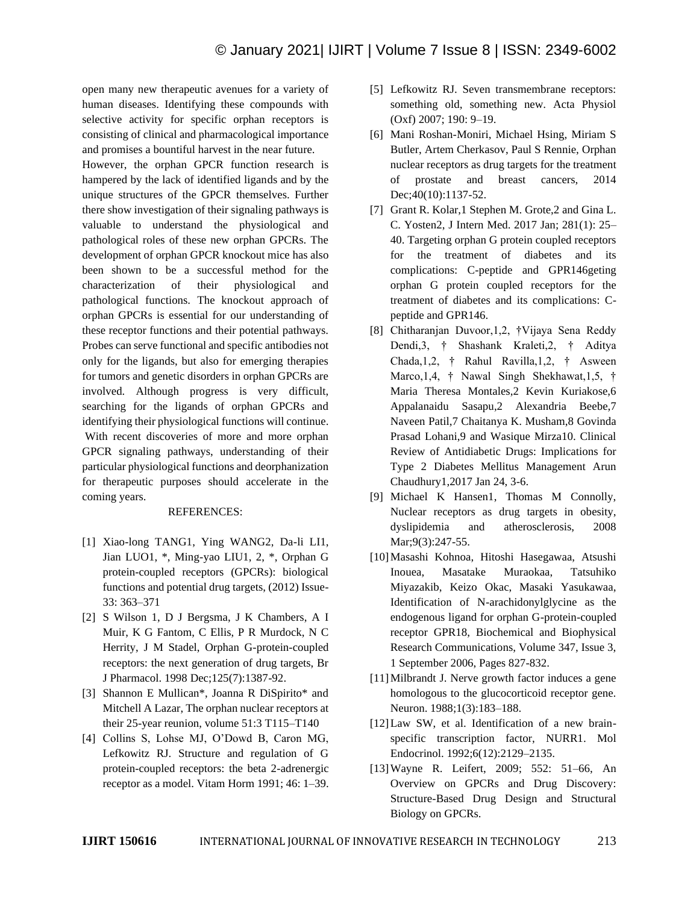open many new therapeutic avenues for a variety of human diseases. Identifying these compounds with selective activity for specific orphan receptors is consisting of clinical and pharmacological importance and promises a bountiful harvest in the near future.

However, the orphan GPCR function research is hampered by the lack of identified ligands and by the unique structures of the GPCR themselves. Further there show investigation of their signaling pathways is valuable to understand the physiological and pathological roles of these new orphan GPCRs. The development of orphan GPCR knockout mice has also been shown to be a successful method for the characterization of their physiological and pathological functions. The knockout approach of orphan GPCRs is essential for our understanding of these receptor functions and their potential pathways. Probes can serve functional and specific antibodies not only for the ligands, but also for emerging therapies for tumors and genetic disorders in orphan GPCRs are involved. Although progress is very difficult, searching for the ligands of orphan GPCRs and identifying their physiological functions will continue. With recent discoveries of more and more orphan GPCR signaling pathways, understanding of their particular physiological functions and deorphanization for therapeutic purposes should accelerate in the coming years.

## REFERENCES:

[1] Xiao-long TANG1, Ying WANG2, Da-li LI1, Jian LUO1, *, Ming-yao LIU1, 2, *, Orphan G protein-coupled receptors (GPCRs): biological functions and potential drug targets, (2012) Issue-33: 363–371

[2] S Wilson 1, D J Bergsma, J K Chambers, A I Muir, K G Fantom, C Ellis, P R Murdock, N C Herrity, J M Stadel, Orphan G-protein-coupled receptors: the next generation of drug targets, Br J Pharmacol. 1998 Dec;125(7):1387-92.

[3] Shannon E Mullican*, Joanna R DiSpirito* and Mitchell A Lazar, The orphan nuclear receptors at their 25-year reunion, volume 51:3 T115–T140

[4] Collins S, Lohse MJ, O'Dowd B, Caron MG, Lefkowitz RJ. Structure and regulation of G protein-coupled receptors: the beta 2-adrenergic receptor as a model. Vitam Horm 1991; 46: 1–39.

[5] Lefkowitz RJ. Seven transmembrane receptors: something old, something new. Acta Physiol (Oxf) 2007; 190: 9–19.

[6] Mani Roshan-Moniri, Michael Hsing, Miriam S Butler, Artem Cherkasov, Paul S Rennie, Orphan nuclear receptors as drug targets for the treatment of prostate and breast cancers, 2014 Dec;40(10):1137-52.

[7] Grant R. Kolar,1 Stephen M. Grote,2 and Gina L. C. Yosten2, J Intern Med. 2017 Jan; 281(1): 25–40. Targeting orphan G protein coupled receptors for the treatment of diabetes and its complications: C-peptide and GPR146geting orphan G protein coupled receptors for the treatment of diabetes and its complications: C-peptide and GPR146.

[8] Chitharanjan Duvoor,1,2, †Vijaya Sena Reddy Dendi,3, † Shashank Kraleti,2, † Aditya Chada,1,2, † Rahul Ravilla,1,2, † Asween Marco,1,4, † Nawal Singh Shekhawat,1,5, † Maria Theresa Montales,2 Kevin Kuriakose,6 Appalanaidu Sasapu,2 Alexandria Beebe,7 Naveen Patil,7 Chaitanya K. Musham,8 Govinda Prasad Lohani,9 and Wasique Mirza10. Clinical Review of Antidiabetic Drugs: Implications for Type 2 Diabetes Mellitus Management Arun Chaudhury1,2017 Jan 24, 3-6.

[9] Michael K Hansen1, Thomas M Connolly, Nuclear receptors as drug targets in obesity, dyslipidemia and atherosclerosis, 2008 Mar;9(3):247-55.

[10] Masashi Kohnoa, Hitoshi Hasegawaa, Atsushi Inouea, Masatake Muraokaa, Tatsuhiko Miyazakib, Keizo Okac, Masaki Yasukawaa, Identification of N-arachidonylglycine as the endogenous ligand for orphan G-protein-coupled receptor GPR18, Biochemical and Biophysical Research Communications, Volume 347, Issue 3, 1 September 2006, Pages 827-832.

[11] Milbrandt J. Nerve growth factor induces a gene homologous to the glucocorticoid receptor gene. Neuron. 1988;1(3):183–188.

[12] Law SW, et al. Identification of a new brain-specific transcription factor, NURR1. Mol Endocrinol. 1992;6(12):2129–2135.

[13] Wayne R. Leifert, 2009; 552: 51–66, An Overview on GPCRs and Drug Discovery: Structure-Based Drug Design and Structural Biology on GPCRs.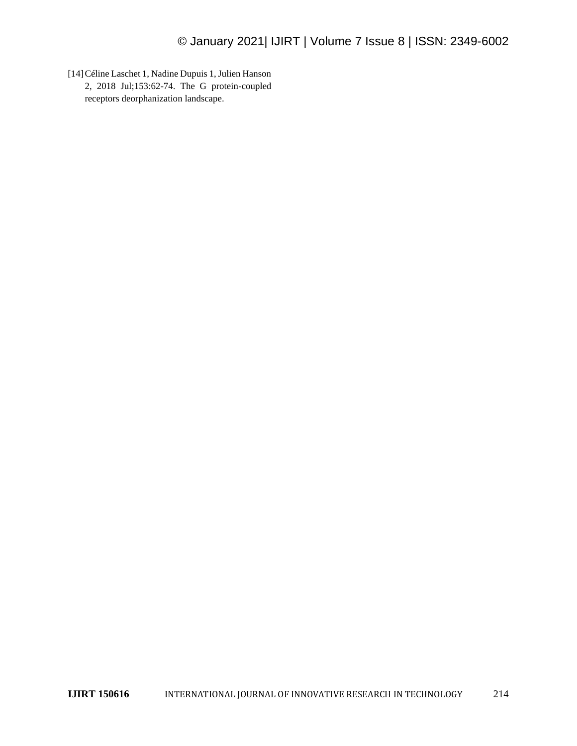[14] Céline Laschet 1, Nadine Dupuis 1, Julien Hanson 2, 2018 Jul;153:62-74. The G protein-coupled receptors deorphanization landscape.